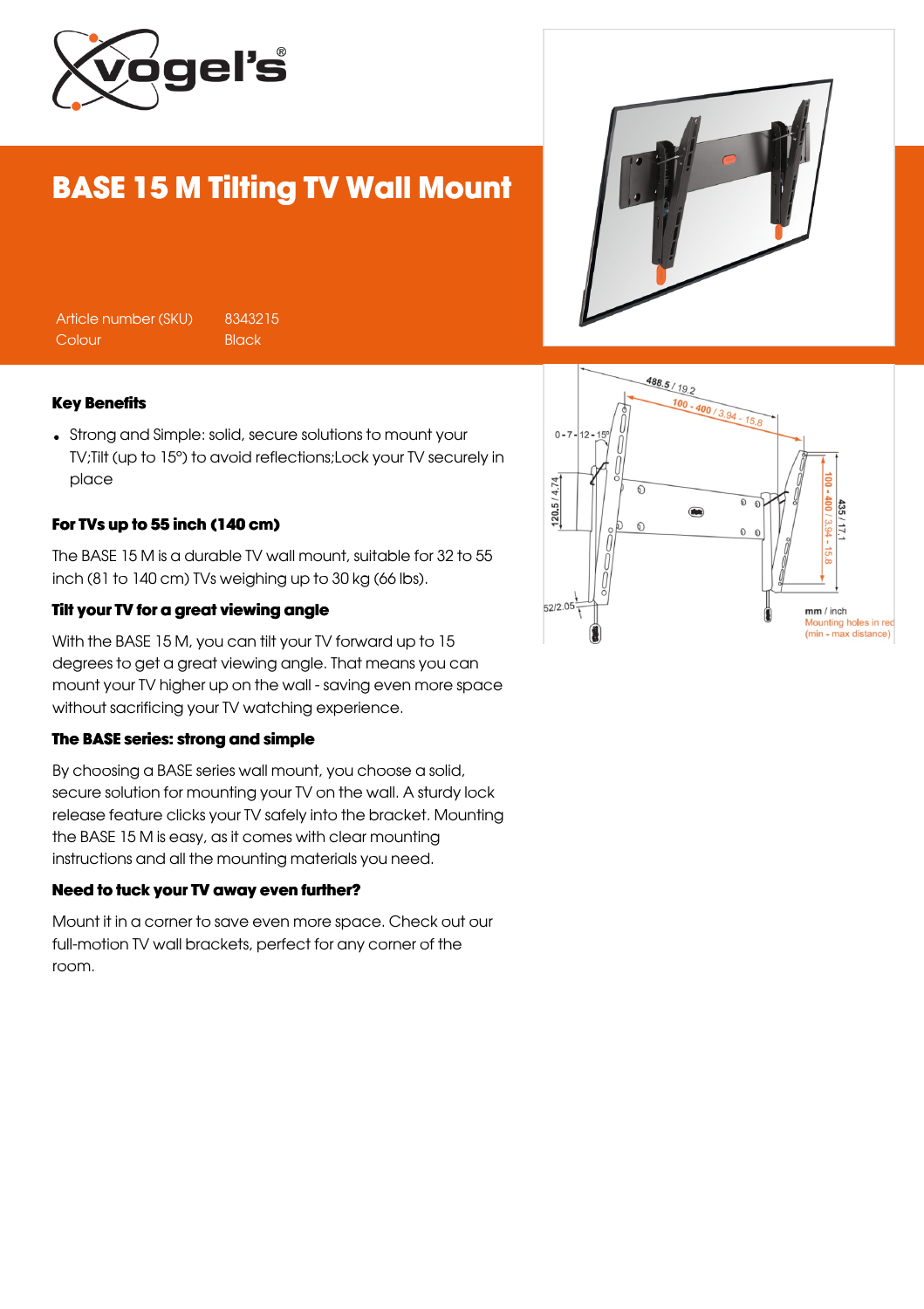# BASE 15 M Tilting TV Wall Mount

| | |
|---|---|
| Article number (SKU) | 8343215 |
| Colour | Black |

### Key Benefits

- Strong and Simple: solid, secure solutions to mount your TV;Tilt (up to 15°) to avoid reflections;Lock your TV securely in place

### For TVs up to 55 inch (140 cm)

The BASE 15 M is a durable TV wall mount, suitable for 32 to 55 inch (81 to 140 cm) TVs weighing up to 30 kg (66 lbs).

### Tilt your TV for a great viewing angle

With the BASE 15 M, you can tilt your TV forward up to 15 degrees to get a great viewing angle. That means you can mount your TV higher up on the wall - saving even more space without sacrificing your TV watching experience.

### The BASE series: strong and simple

By choosing a BASE series wall mount, you choose a solid, secure solution for mounting your TV on the wall. A sturdy lock release feature clicks your TV safely into the bracket. Mounting the BASE 15 M is easy, as it comes with clear mounting instructions and all the mounting materials you need.

### Need to tuck your TV away even further?

Mount it in a corner to save even more space. Check out our full-motion TV wall brackets, perfect for any corner of the room.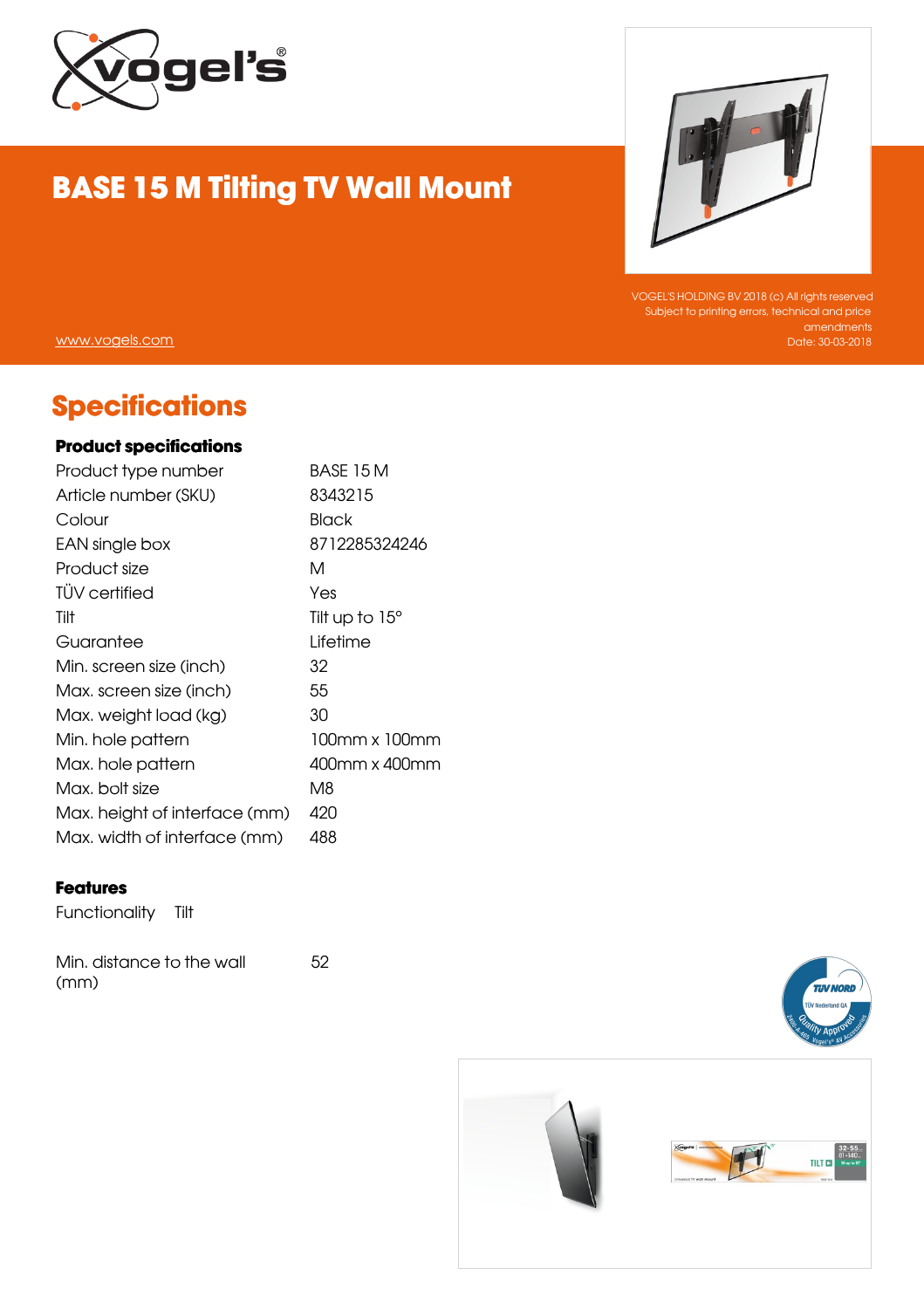# BASE 15 M Tilting TV Wall Mount

VOGEL'S HOLDING BV 2018 (c) All rights reserved
Subject to printing errors, technical and price amendments
Date: 30-03-2018

www.vogels.com

## Specifications

### Product specifications

| | |
|---|---|
| Product type number | BASE 15 M |
| Article number (SKU) | 8343215 |
| Colour | Black |
| EAN single box | 8712285324246 |
| Product size | M |
| TÜV certified | Yes |
| Tilt | Tilt up to 15° |
| Guarantee | Lifetime |
| Min. screen size (inch) | 32 |
| Max. screen size (inch) | 55 |
| Max. weight load (kg) | 30 |
| Min. hole pattern | 100mm x 100mm |
| Max. hole pattern | 400mm x 400mm |
| Max. bolt size | M8 |
| Max. height of interface (mm) | 420 |
| Max. width of interface (mm) | 488 |

### Features

| | |
|---|---|
| Functionality | Tilt |
| Min. distance to the wall (mm) | 52 |